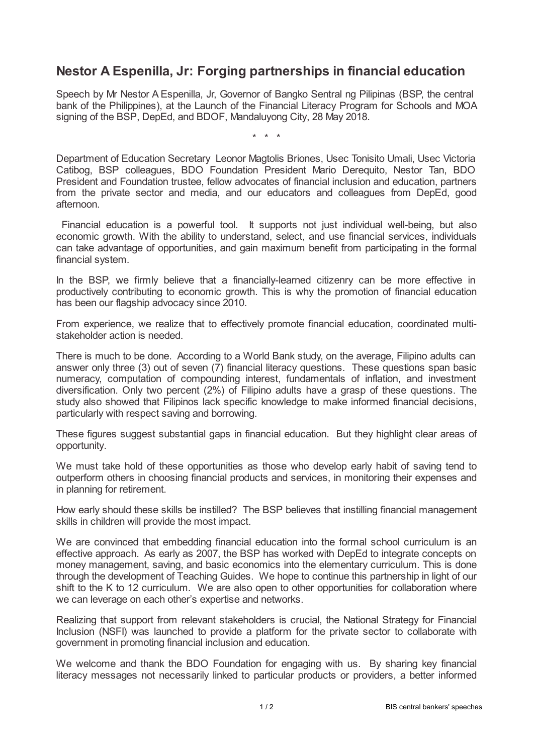# Nestor A Espenilla, Jr: Forging partnerships in financial education

Speech by Mr Nestor A Espenilla, Jr, Governor of Bangko Sentral ng Pilipinas (BSP, the central bank of the Philippines), at the Launch of the Financial Literacy Program for Schools and MOA signing of the BSP, DepEd, and BDOF, Mandaluyong City, 28 May 2018.

\* \* \*

Department of Education Secretary Leonor Magtolis Briones, Usec Tonisito Umali, Usec Victoria Catibog, BSP colleagues, BDO Foundation President Mario Derequito, Nestor Tan, BDO President and Foundation trustee, fellow advocates of financial inclusion and education, partners from the private sector and media, and our educators and colleagues from DepEd, good afternoon.

Financial education is a powerful tool. It supports not just individual well-being, but also economic growth. With the ability to understand, select, and use financial services, individuals can take advantage of opportunities, and gain maximum benefit from participating in the formal financial system.

In the BSP, we firmly believe that a financially-learned citizenry can be more effective in productively contributing to economic growth. This is why the promotion of financial education has been our flagship advocacy since 2010.

From experience, we realize that to effectively promote financial education, coordinated multi-stakeholder action is needed.

There is much to be done. According to a World Bank study, on the average, Filipino adults can answer only three (3) out of seven (7) financial literacy questions. These questions span basic numeracy, computation of compounding interest, fundamentals of inflation, and investment diversification. Only two percent (2%) of Filipino adults have a grasp of these questions. The study also showed that Filipinos lack specific knowledge to make informed financial decisions, particularly with respect saving and borrowing.

These figures suggest substantial gaps in financial education. But they highlight clear areas of opportunity.

We must take hold of these opportunities as those who develop early habit of saving tend to outperform others in choosing financial products and services, in monitoring their expenses and in planning for retirement.

How early should these skills be instilled? The BSP believes that instilling financial management skills in children will provide the most impact.

We are convinced that embedding financial education into the formal school curriculum is an effective approach. As early as 2007, the BSP has worked with DepEd to integrate concepts on money management, saving, and basic economics into the elementary curriculum. This is done through the development of Teaching Guides. We hope to continue this partnership in light of our shift to the K to 12 curriculum. We are also open to other opportunities for collaboration where we can leverage on each other's expertise and networks.

Realizing that support from relevant stakeholders is crucial, the National Strategy for Financial Inclusion (NSFI) was launched to provide a platform for the private sector to collaborate with government in promoting financial inclusion and education.

We welcome and thank the BDO Foundation for engaging with us. By sharing key financial literacy messages not necessarily linked to particular products or providers, a better informed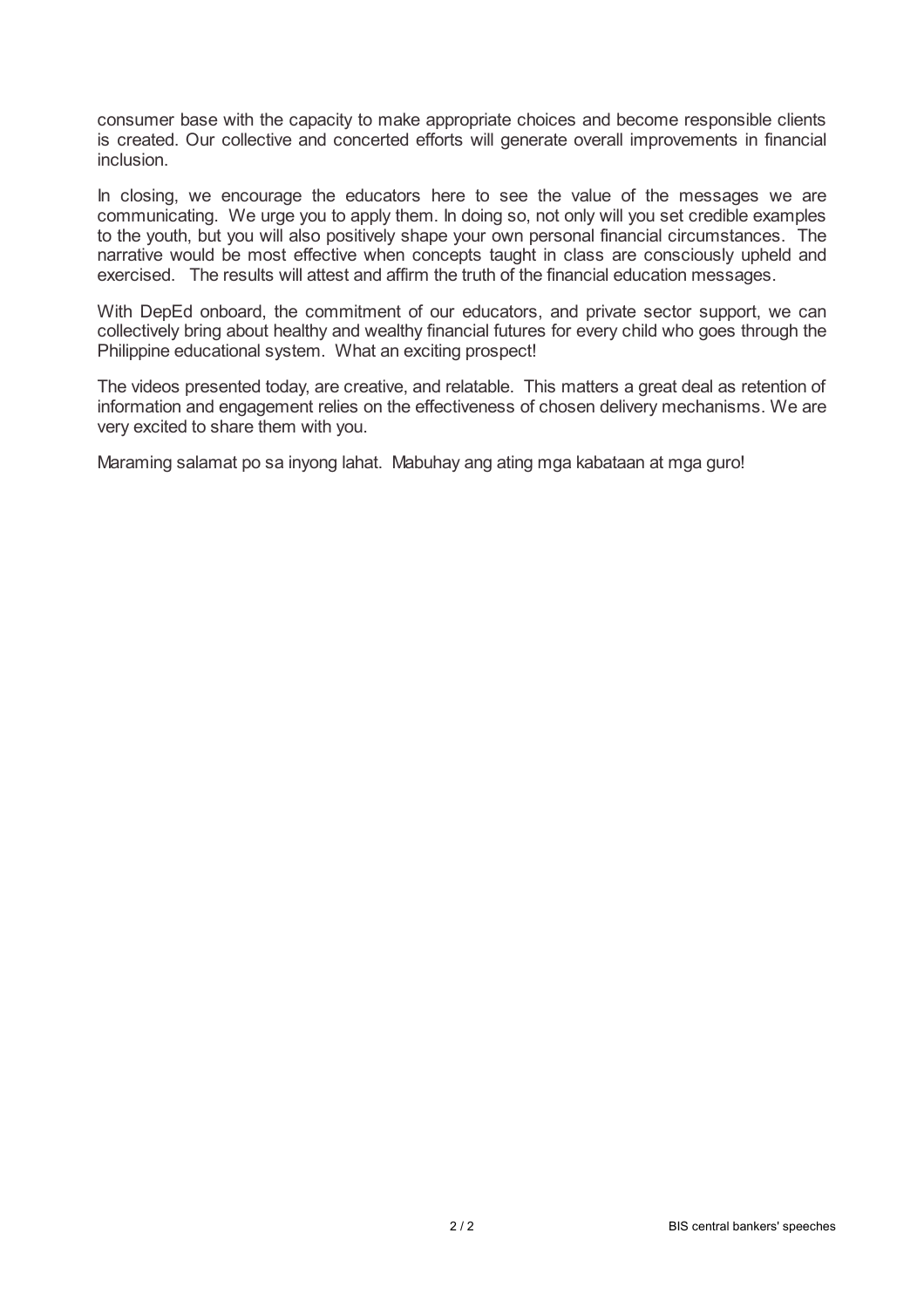consumer base with the capacity to make appropriate choices and become responsible clients is created. Our collective and concerted efforts will generate overall improvements in financial inclusion.

In closing, we encourage the educators here to see the value of the messages we are communicating. We urge you to apply them. In doing so, not only will you set credible examples to the youth, but you will also positively shape your own personal financial circumstances. The narrative would be most effective when concepts taught in class are consciously upheld and exercised. The results will attest and affirm the truth of the financial education messages.

With DepEd onboard, the commitment of our educators, and private sector support, we can collectively bring about healthy and wealthy financial futures for every child who goes through the Philippine educational system. What an exciting prospect!

The videos presented today, are creative, and relatable. This matters a great deal as retention of information and engagement relies on the effectiveness of chosen delivery mechanisms. We are very excited to share them with you.

Maraming salamat po sa inyong lahat. Mabuhay ang ating mga kabataan at mga guro!